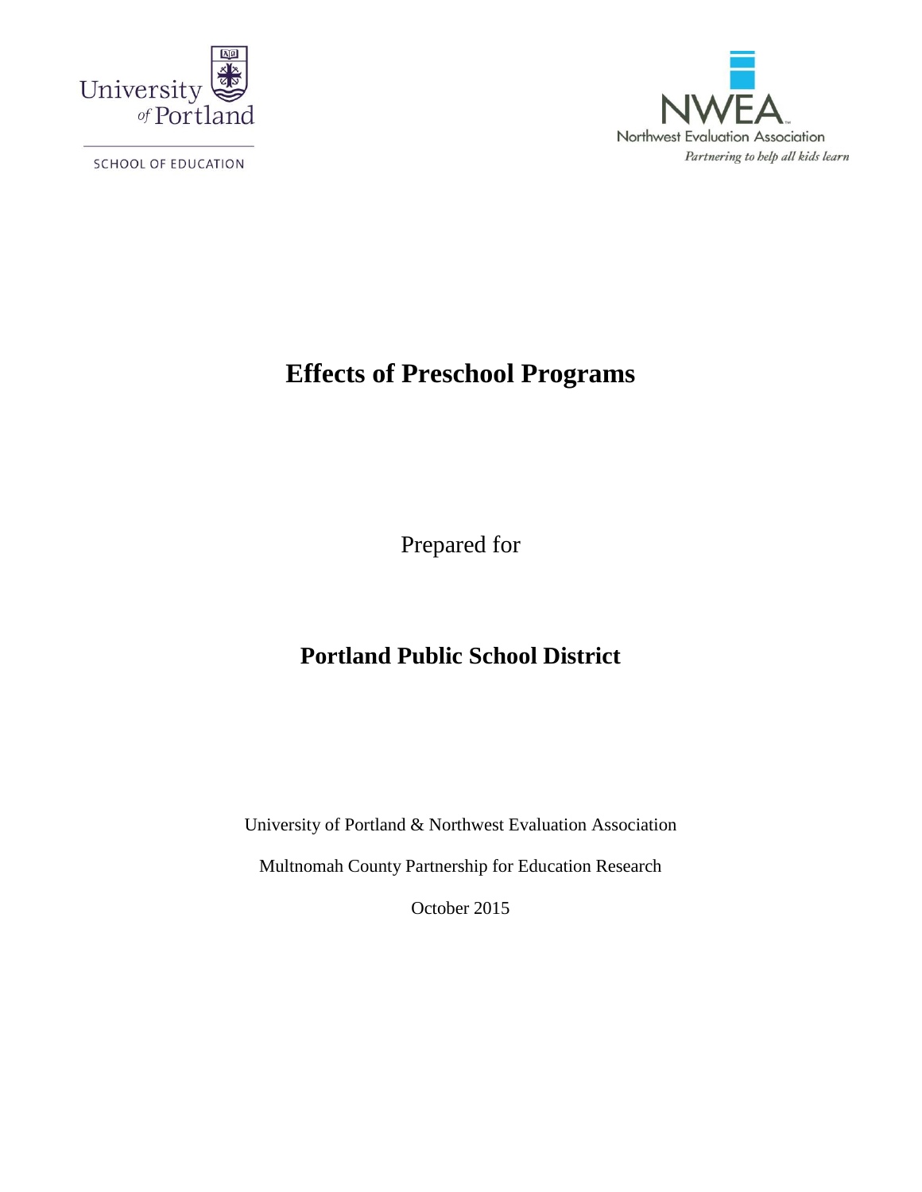University of Portland

SCHOOL OF EDUCATION

NWEA

Northwest Evaluation Association

*Partnering to help all kids learn*

# Effects of Preschool Programs

Prepared for

## Portland Public School District

University of Portland & Northwest Evaluation Association

Multnomah County Partnership for Education Research

October 2015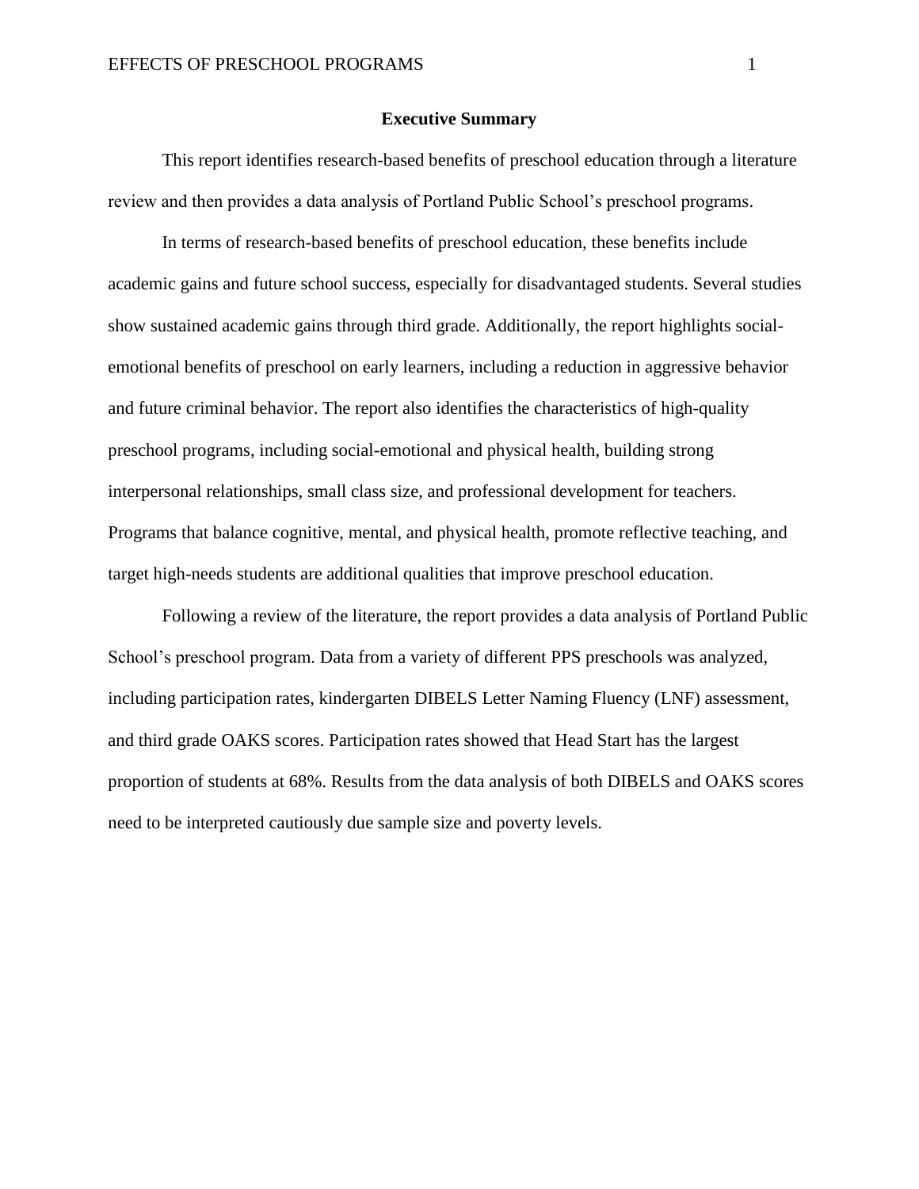## Executive Summary

This report identifies research-based benefits of preschool education through a literature review and then provides a data analysis of Portland Public School's preschool programs.

In terms of research-based benefits of preschool education, these benefits include academic gains and future school success, especially for disadvantaged students. Several studies show sustained academic gains through third grade. Additionally, the report highlights social-emotional benefits of preschool on early learners, including a reduction in aggressive behavior and future criminal behavior. The report also identifies the characteristics of high-quality preschool programs, including social-emotional and physical health, building strong interpersonal relationships, small class size, and professional development for teachers. Programs that balance cognitive, mental, and physical health, promote reflective teaching, and target high-needs students are additional qualities that improve preschool education.

Following a review of the literature, the report provides a data analysis of Portland Public School's preschool program. Data from a variety of different PPS preschools was analyzed, including participation rates, kindergarten DIBELS Letter Naming Fluency (LNF) assessment, and third grade OAKS scores. Participation rates showed that Head Start has the largest proportion of students at 68%. Results from the data analysis of both DIBELS and OAKS scores need to be interpreted cautiously due sample size and poverty levels.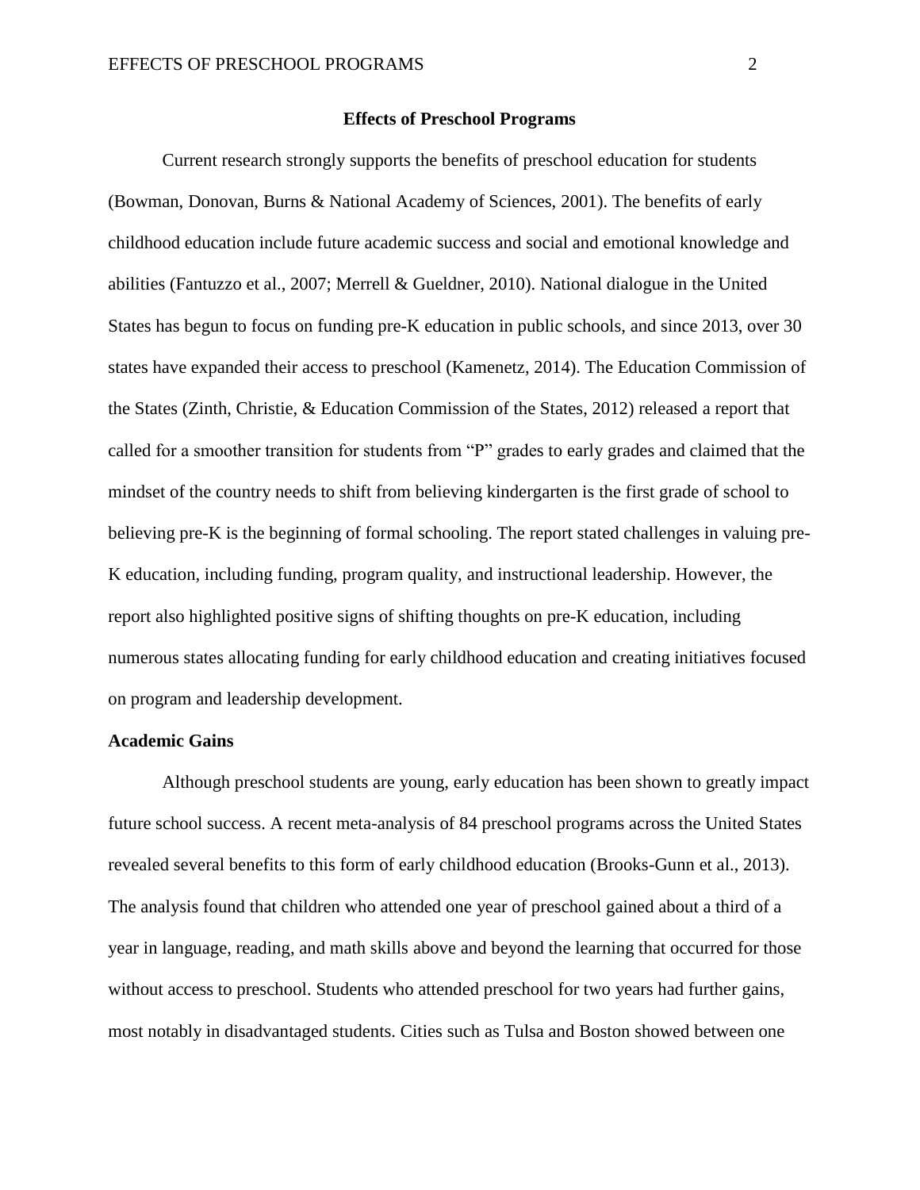# Effects of Preschool Programs

Current research strongly supports the benefits of preschool education for students (Bowman, Donovan, Burns & National Academy of Sciences, 2001). The benefits of early childhood education include future academic success and social and emotional knowledge and abilities (Fantuzzo et al., 2007; Merrell & Gueldner, 2010). National dialogue in the United States has begun to focus on funding pre-K education in public schools, and since 2013, over 30 states have expanded their access to preschool (Kamenetz, 2014). The Education Commission of the States (Zinth, Christie, & Education Commission of the States, 2012) released a report that called for a smoother transition for students from "P" grades to early grades and claimed that the mindset of the country needs to shift from believing kindergarten is the first grade of school to believing pre-K is the beginning of formal schooling. The report stated challenges in valuing pre-K education, including funding, program quality, and instructional leadership. However, the report also highlighted positive signs of shifting thoughts on pre-K education, including numerous states allocating funding for early childhood education and creating initiatives focused on program and leadership development.

## Academic Gains

Although preschool students are young, early education has been shown to greatly impact future school success. A recent meta-analysis of 84 preschool programs across the United States revealed several benefits to this form of early childhood education (Brooks-Gunn et al., 2013). The analysis found that children who attended one year of preschool gained about a third of a year in language, reading, and math skills above and beyond the learning that occurred for those without access to preschool. Students who attended preschool for two years had further gains, most notably in disadvantaged students. Cities such as Tulsa and Boston showed between one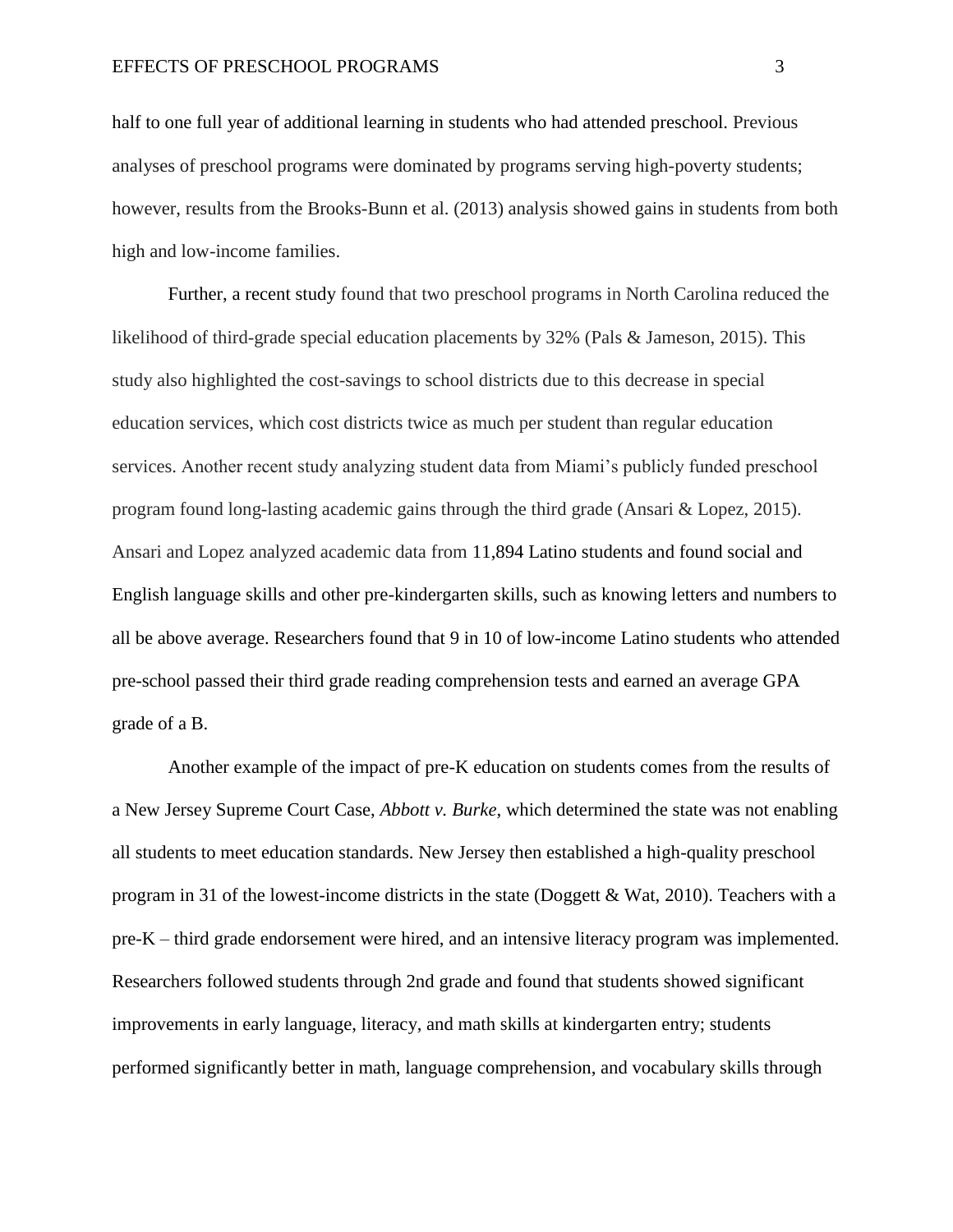half to one full year of additional learning in students who had attended preschool. Previous analyses of preschool programs were dominated by programs serving high-poverty students; however, results from the Brooks-Bunn et al. (2013) analysis showed gains in students from both high and low-income families.

Further, a recent study found that two preschool programs in North Carolina reduced the likelihood of third-grade special education placements by 32% (Pals & Jameson, 2015). This study also highlighted the cost-savings to school districts due to this decrease in special education services, which cost districts twice as much per student than regular education services. Another recent study analyzing student data from Miami's publicly funded preschool program found long-lasting academic gains through the third grade (Ansari & Lopez, 2015). Ansari and Lopez analyzed academic data from 11,894 Latino students and found social and English language skills and other pre-kindergarten skills, such as knowing letters and numbers to all be above average. Researchers found that 9 in 10 of low-income Latino students who attended pre-school passed their third grade reading comprehension tests and earned an average GPA grade of a B.

Another example of the impact of pre-K education on students comes from the results of a New Jersey Supreme Court Case, *Abbott v. Burke*, which determined the state was not enabling all students to meet education standards. New Jersey then established a high-quality preschool program in 31 of the lowest-income districts in the state (Doggett & Wat, 2010). Teachers with a pre-K – third grade endorsement were hired, and an intensive literacy program was implemented. Researchers followed students through 2nd grade and found that students showed significant improvements in early language, literacy, and math skills at kindergarten entry; students performed significantly better in math, language comprehension, and vocabulary skills through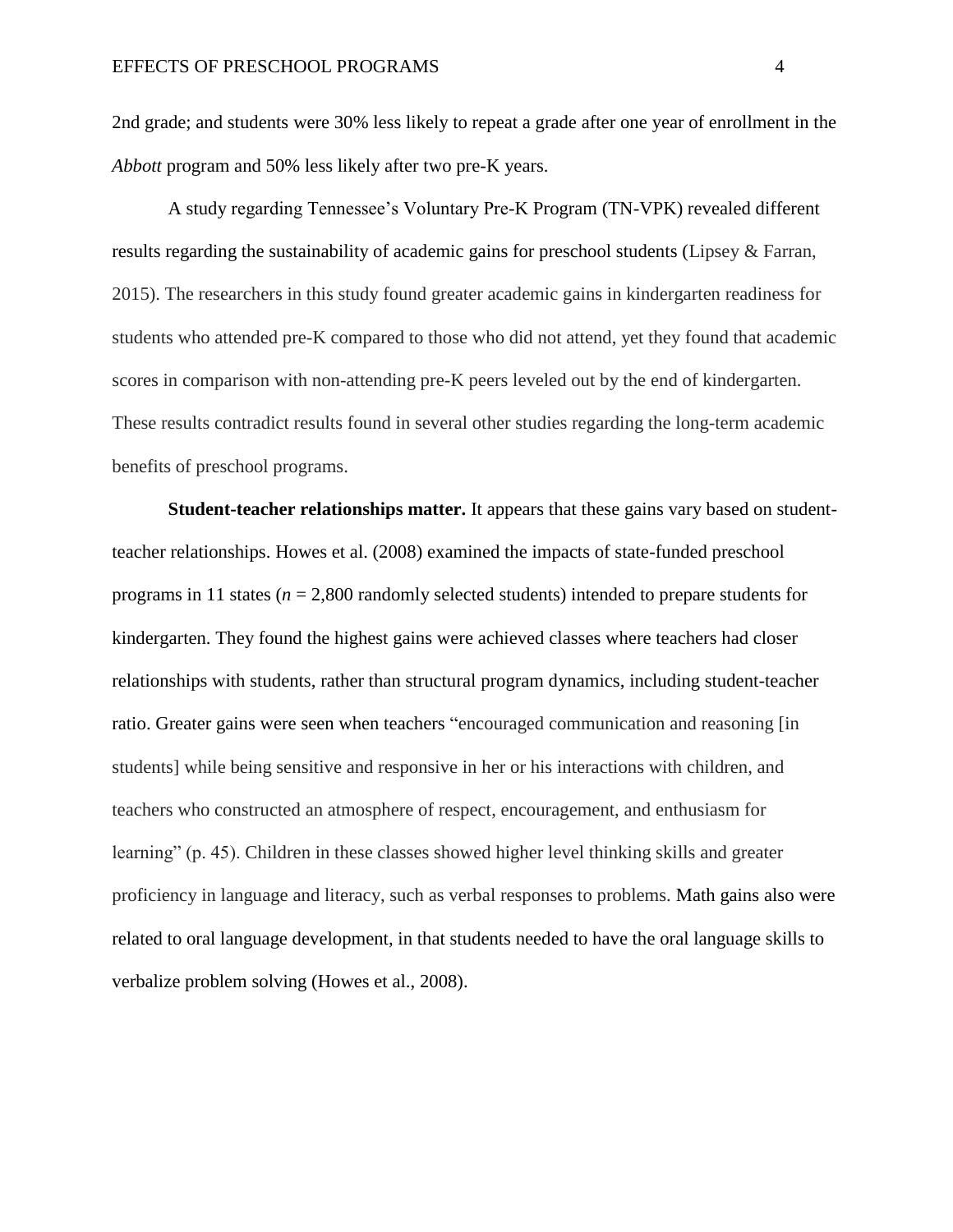2nd grade; and students were 30% less likely to repeat a grade after one year of enrollment in the *Abbott* program and 50% less likely after two pre-K years.

A study regarding Tennessee's Voluntary Pre-K Program (TN-VPK) revealed different results regarding the sustainability of academic gains for preschool students (Lipsey & Farran, 2015). The researchers in this study found greater academic gains in kindergarten readiness for students who attended pre-K compared to those who did not attend, yet they found that academic scores in comparison with non-attending pre-K peers leveled out by the end of kindergarten. These results contradict results found in several other studies regarding the long-term academic benefits of preschool programs.

**Student-teacher relationships matter.** It appears that these gains vary based on student-teacher relationships. Howes et al. (2008) examined the impacts of state-funded preschool programs in 11 states ($n$ = 2,800 randomly selected students) intended to prepare students for kindergarten. They found the highest gains were achieved classes where teachers had closer relationships with students, rather than structural program dynamics, including student-teacher ratio. Greater gains were seen when teachers "encouraged communication and reasoning [in students] while being sensitive and responsive in her or his interactions with children, and teachers who constructed an atmosphere of respect, encouragement, and enthusiasm for learning" (p. 45). Children in these classes showed higher level thinking skills and greater proficiency in language and literacy, such as verbal responses to problems. Math gains also were related to oral language development, in that students needed to have the oral language skills to verbalize problem solving (Howes et al., 2008).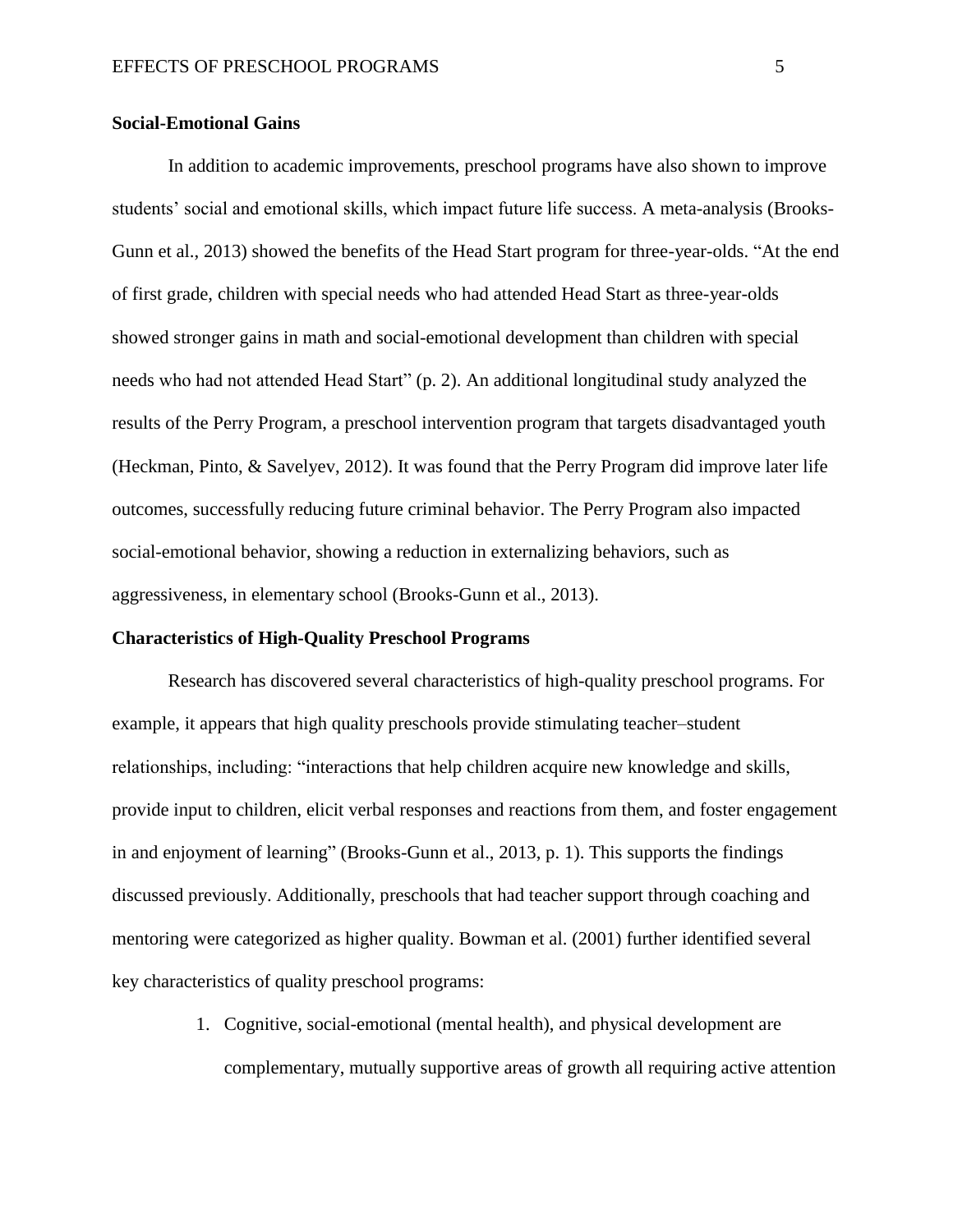**Social-Emotional Gains**

In addition to academic improvements, preschool programs have also shown to improve students' social and emotional skills, which impact future life success. A meta-analysis (Brooks-Gunn et al., 2013) showed the benefits of the Head Start program for three-year-olds. "At the end of first grade, children with special needs who had attended Head Start as three-year-olds showed stronger gains in math and social-emotional development than children with special needs who had not attended Head Start" (p. 2). An additional longitudinal study analyzed the results of the Perry Program, a preschool intervention program that targets disadvantaged youth (Heckman, Pinto, & Savelyev, 2012). It was found that the Perry Program did improve later life outcomes, successfully reducing future criminal behavior. The Perry Program also impacted social-emotional behavior, showing a reduction in externalizing behaviors, such as aggressiveness, in elementary school (Brooks-Gunn et al., 2013).

**Characteristics of High-Quality Preschool Programs**

Research has discovered several characteristics of high-quality preschool programs. For example, it appears that high quality preschools provide stimulating teacher–student relationships, including: "interactions that help children acquire new knowledge and skills, provide input to children, elicit verbal responses and reactions from them, and foster engagement in and enjoyment of learning" (Brooks-Gunn et al., 2013, p. 1). This supports the findings discussed previously. Additionally, preschools that had teacher support through coaching and mentoring were categorized as higher quality. Bowman et al. (2001) further identified several key characteristics of quality preschool programs:

1. Cognitive, social-emotional (mental health), and physical development are complementary, mutually supportive areas of growth all requiring active attention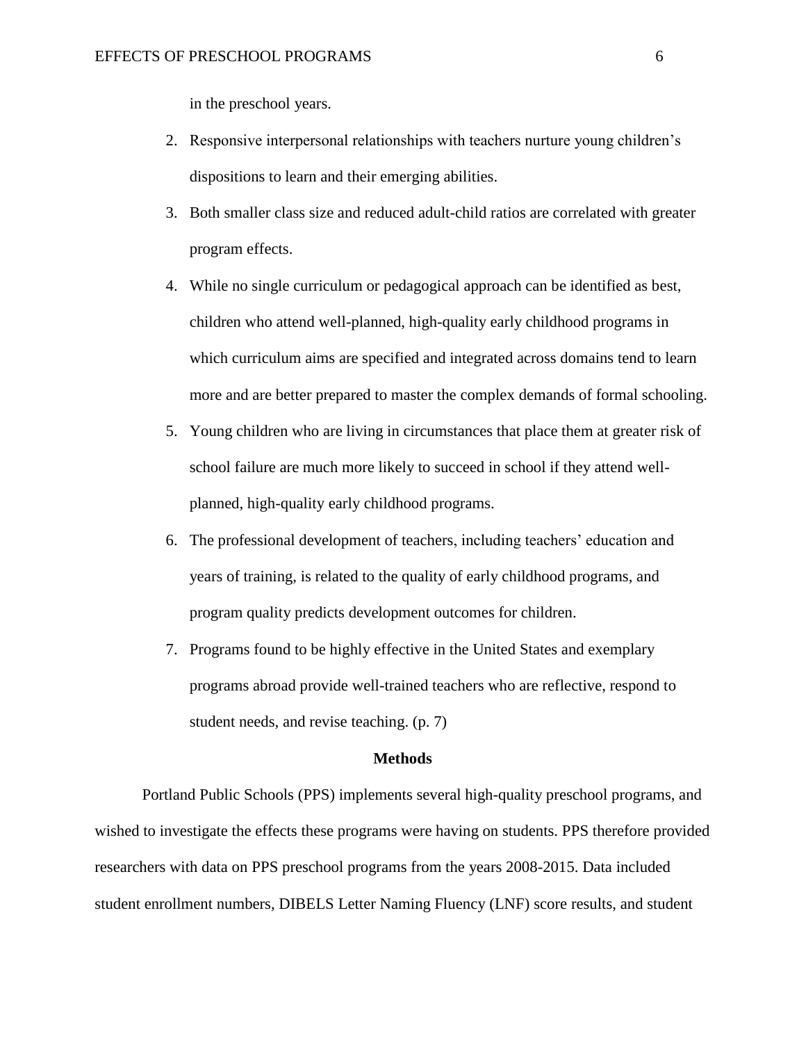in the preschool years.

2. Responsive interpersonal relationships with teachers nurture young children's dispositions to learn and their emerging abilities.
3. Both smaller class size and reduced adult-child ratios are correlated with greater program effects.
4. While no single curriculum or pedagogical approach can be identified as best, children who attend well-planned, high-quality early childhood programs in which curriculum aims are specified and integrated across domains tend to learn more and are better prepared to master the complex demands of formal schooling.
5. Young children who are living in circumstances that place them at greater risk of school failure are much more likely to succeed in school if they attend well-planned, high-quality early childhood programs.
6. The professional development of teachers, including teachers' education and years of training, is related to the quality of early childhood programs, and program quality predicts development outcomes for children.
7. Programs found to be highly effective in the United States and exemplary programs abroad provide well-trained teachers who are reflective, respond to student needs, and revise teaching. (p. 7)

## Methods

Portland Public Schools (PPS) implements several high-quality preschool programs, and wished to investigate the effects these programs were having on students. PPS therefore provided researchers with data on PPS preschool programs from the years 2008-2015. Data included student enrollment numbers, DIBELS Letter Naming Fluency (LNF) score results, and student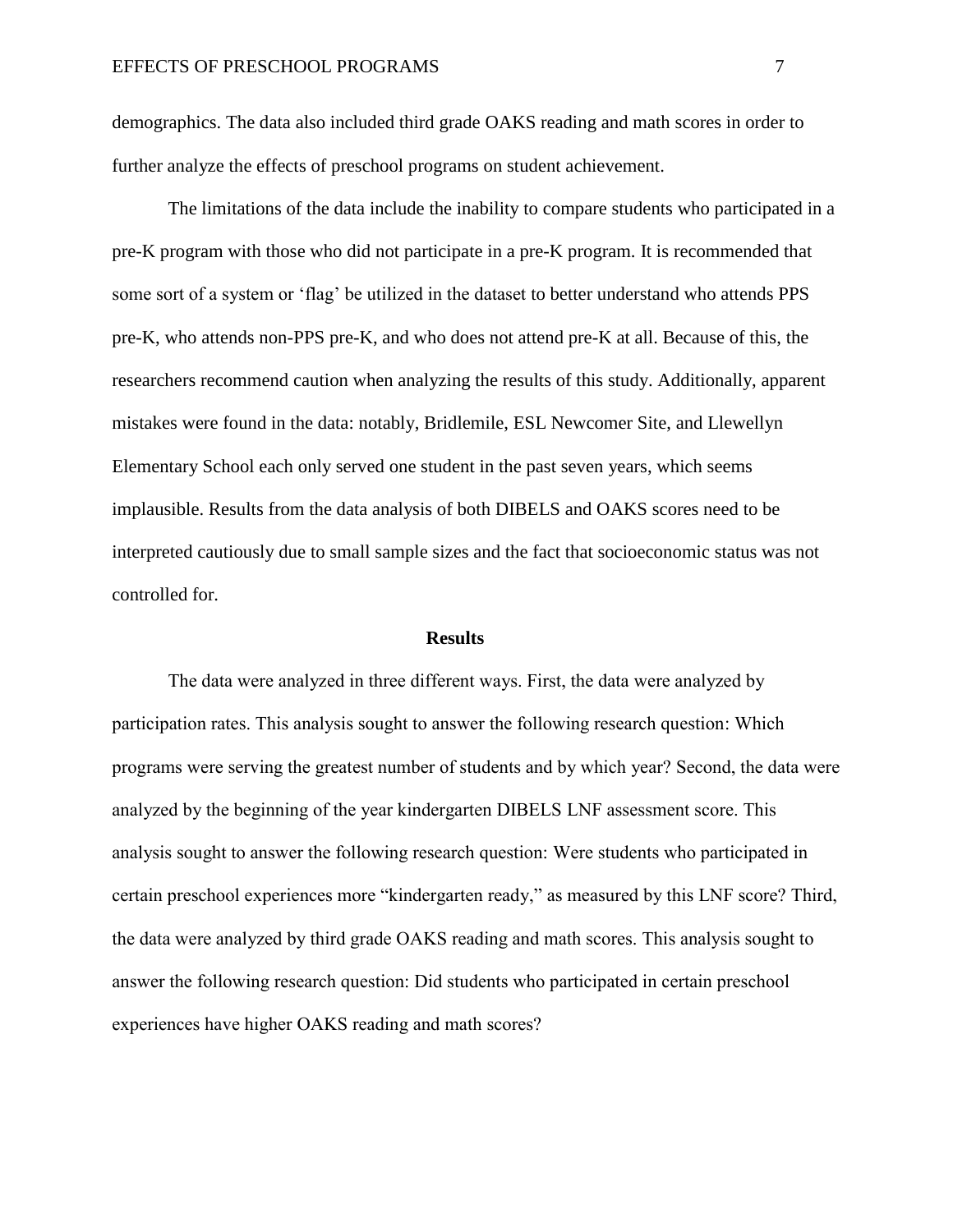demographics. The data also included third grade OAKS reading and math scores in order to further analyze the effects of preschool programs on student achievement.

The limitations of the data include the inability to compare students who participated in a pre-K program with those who did not participate in a pre-K program. It is recommended that some sort of a system or 'flag' be utilized in the dataset to better understand who attends PPS pre-K, who attends non-PPS pre-K, and who does not attend pre-K at all. Because of this, the researchers recommend caution when analyzing the results of this study. Additionally, apparent mistakes were found in the data: notably, Bridlemile, ESL Newcomer Site, and Llewellyn Elementary School each only served one student in the past seven years, which seems implausible. Results from the data analysis of both DIBELS and OAKS scores need to be interpreted cautiously due to small sample sizes and the fact that socioeconomic status was not controlled for.

## Results

The data were analyzed in three different ways. First, the data were analyzed by participation rates. This analysis sought to answer the following research question: Which programs were serving the greatest number of students and by which year? Second, the data were analyzed by the beginning of the year kindergarten DIBELS LNF assessment score. This analysis sought to answer the following research question: Were students who participated in certain preschool experiences more "kindergarten ready," as measured by this LNF score? Third, the data were analyzed by third grade OAKS reading and math scores. This analysis sought to answer the following research question: Did students who participated in certain preschool experiences have higher OAKS reading and math scores?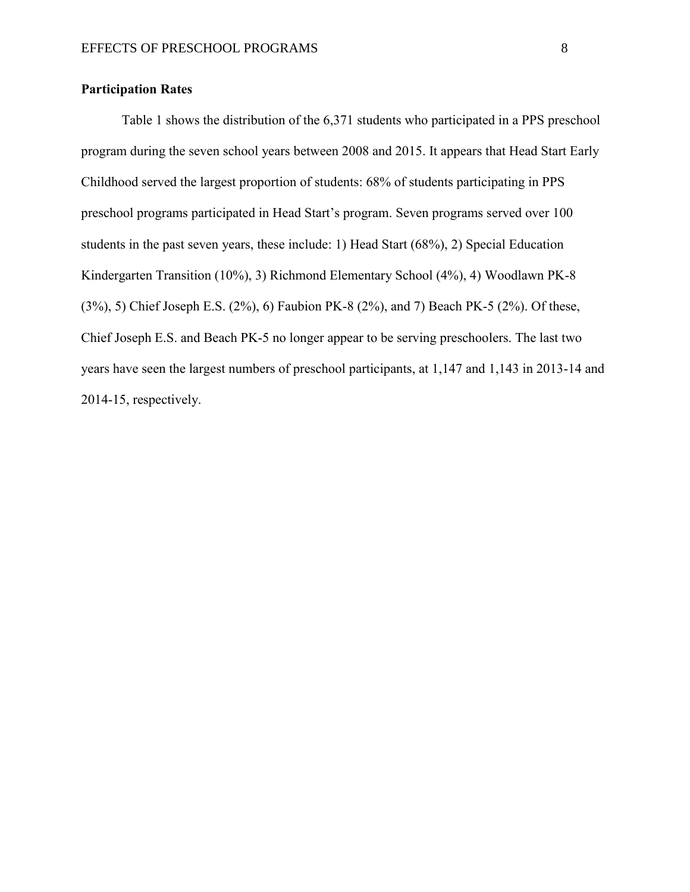## Participation Rates

Table 1 shows the distribution of the 6,371 students who participated in a PPS preschool program during the seven school years between 2008 and 2015. It appears that Head Start Early Childhood served the largest proportion of students: 68% of students participating in PPS preschool programs participated in Head Start's program. Seven programs served over 100 students in the past seven years, these include: 1) Head Start (68%), 2) Special Education Kindergarten Transition (10%), 3) Richmond Elementary School (4%), 4) Woodlawn PK-8 (3%), 5) Chief Joseph E.S. (2%), 6) Faubion PK-8 (2%), and 7) Beach PK-5 (2%). Of these, Chief Joseph E.S. and Beach PK-5 no longer appear to be serving preschoolers. The last two years have seen the largest numbers of preschool participants, at 1,147 and 1,143 in 2013-14 and 2014-15, respectively.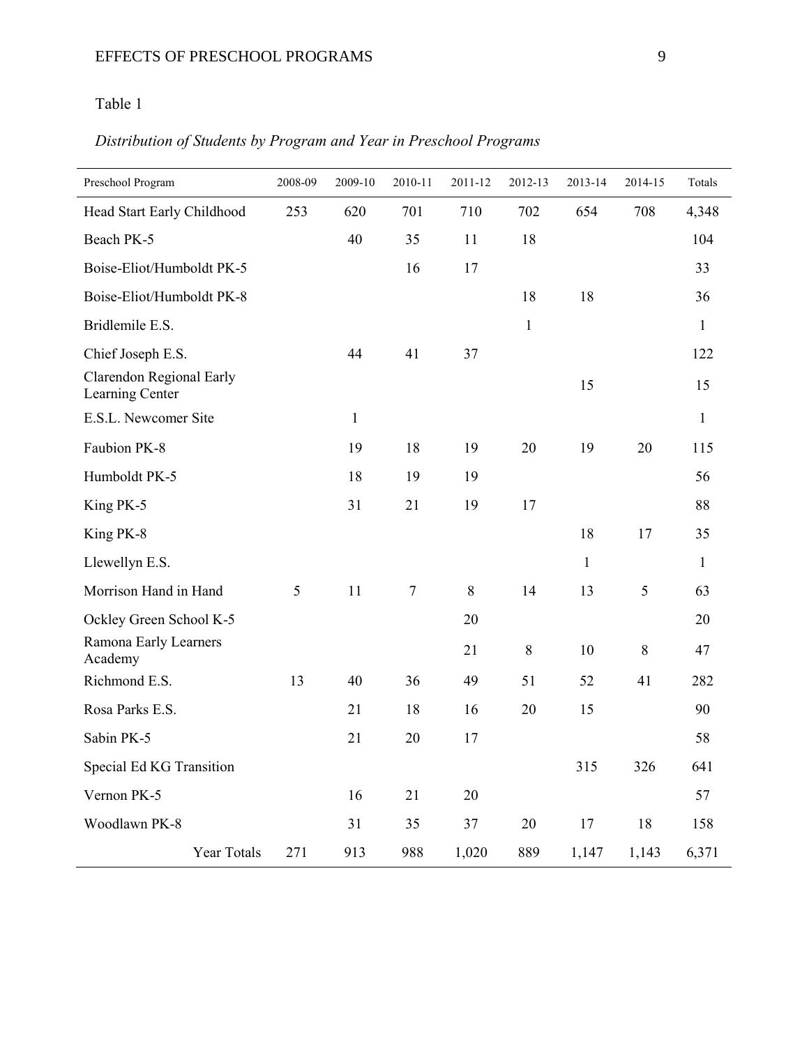Table 1

*Distribution of Students by Program and Year in Preschool Programs*

| Preschool Program | 2008-09 | 2009-10 | 2010-11 | 2011-12 | 2012-13 | 2013-14 | 2014-15 | Totals |
|---|---|---|---|---|---|---|---|---|
| Head Start Early Childhood | 253 | 620 | 701 | 710 | 702 | 654 | 708 | 4,348 |
| Beach PK-5 | | 40 | 35 | 11 | 18 | | | 104 |
| Boise-Eliot/Humboldt PK-5 | | | 16 | 17 | | | | 33 |
| Boise-Eliot/Humboldt PK-8 | | | | | 18 | 18 | | 36 |
| Bridlemile E.S. | | | | | 1 | | | 1 |
| Chief Joseph E.S. | | 44 | 41 | 37 | | | | 122 |
| Clarendon Regional Early Learning Center | | | | | | 15 | | 15 |
| E.S.L. Newcomer Site | | 1 | | | | | | 1 |
| Faubion PK-8 | | 19 | 18 | 19 | 20 | 19 | 20 | 115 |
| Humboldt PK-5 | | 18 | 19 | 19 | | | | 56 |
| King PK-5 | | 31 | 21 | 19 | 17 | | | 88 |
| King PK-8 | | | | | | 18 | 17 | 35 |
| Llewellyn E.S. | | | | | | 1 | | 1 |
| Morrison Hand in Hand | 5 | 11 | 7 | 8 | 14 | 13 | 5 | 63 |
| Ockley Green School K-5 | | | | 20 | | | | 20 |
| Ramona Early Learners Academy | | | | 21 | 8 | 10 | 8 | 47 |
| Richmond E.S. | 13 | 40 | 36 | 49 | 51 | 52 | 41 | 282 |
| Rosa Parks E.S. | | 21 | 18 | 16 | 20 | 15 | | 90 |
| Sabin PK-5 | | 21 | 20 | 17 | | | | 58 |
| Special Ed KG Transition | | | | | | 315 | 326 | 641 |
| Vernon PK-5 | | 16 | 21 | 20 | | | | 57 |
| Woodlawn PK-8 | | 31 | 35 | 37 | 20 | 17 | 18 | 158 |
| Year Totals | 271 | 913 | 988 | 1,020 | 889 | 1,147 | 1,143 | 6,371 |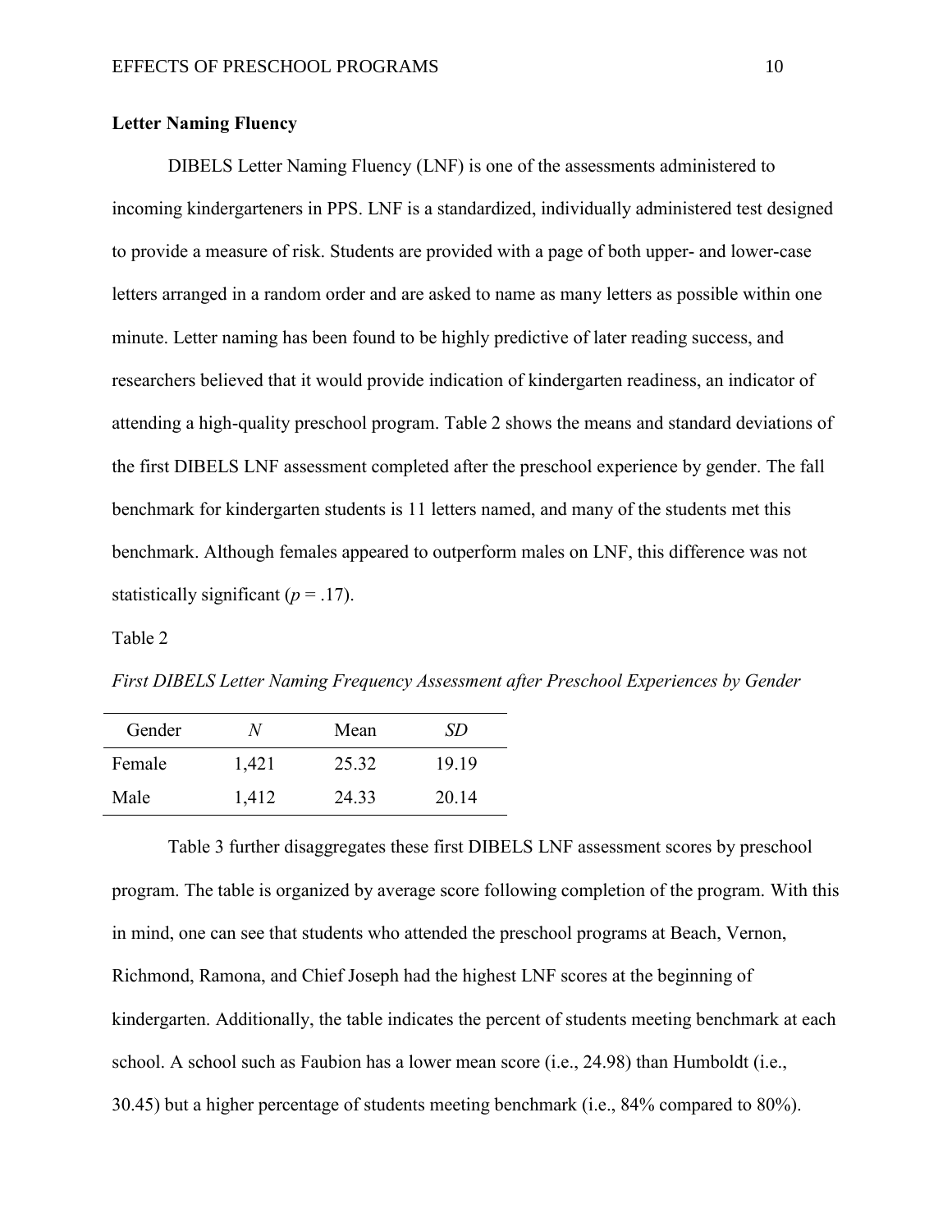**Letter Naming Fluency**

DIBELS Letter Naming Fluency (LNF) is one of the assessments administered to incoming kindergarteners in PPS. LNF is a standardized, individually administered test designed to provide a measure of risk. Students are provided with a page of both upper- and lower-case letters arranged in a random order and are asked to name as many letters as possible within one minute. Letter naming has been found to be highly predictive of later reading success, and researchers believed that it would provide indication of kindergarten readiness, an indicator of attending a high-quality preschool program. Table 2 shows the means and standard deviations of the first DIBELS LNF assessment completed after the preschool experience by gender. The fall benchmark for kindergarten students is 11 letters named, and many of the students met this benchmark. Although females appeared to outperform males on LNF, this difference was not statistically significant ($p = .17$).

Table 2

*First DIBELS Letter Naming Frequency Assessment after Preschool Experiences by Gender*

| Gender | *N* | Mean | *SD* |
|---|---|---|---|
| Female | 1,421 | 25.32 | 19.19 |
| Male | 1,412 | 24.33 | 20.14 |

Table 3 further disaggregates these first DIBELS LNF assessment scores by preschool program. The table is organized by average score following completion of the program. With this in mind, one can see that students who attended the preschool programs at Beach, Vernon, Richmond, Ramona, and Chief Joseph had the highest LNF scores at the beginning of kindergarten. Additionally, the table indicates the percent of students meeting benchmark at each school. A school such as Faubion has a lower mean score (i.e., 24.98) than Humboldt (i.e., 30.45) but a higher percentage of students meeting benchmark (i.e., 84% compared to 80%).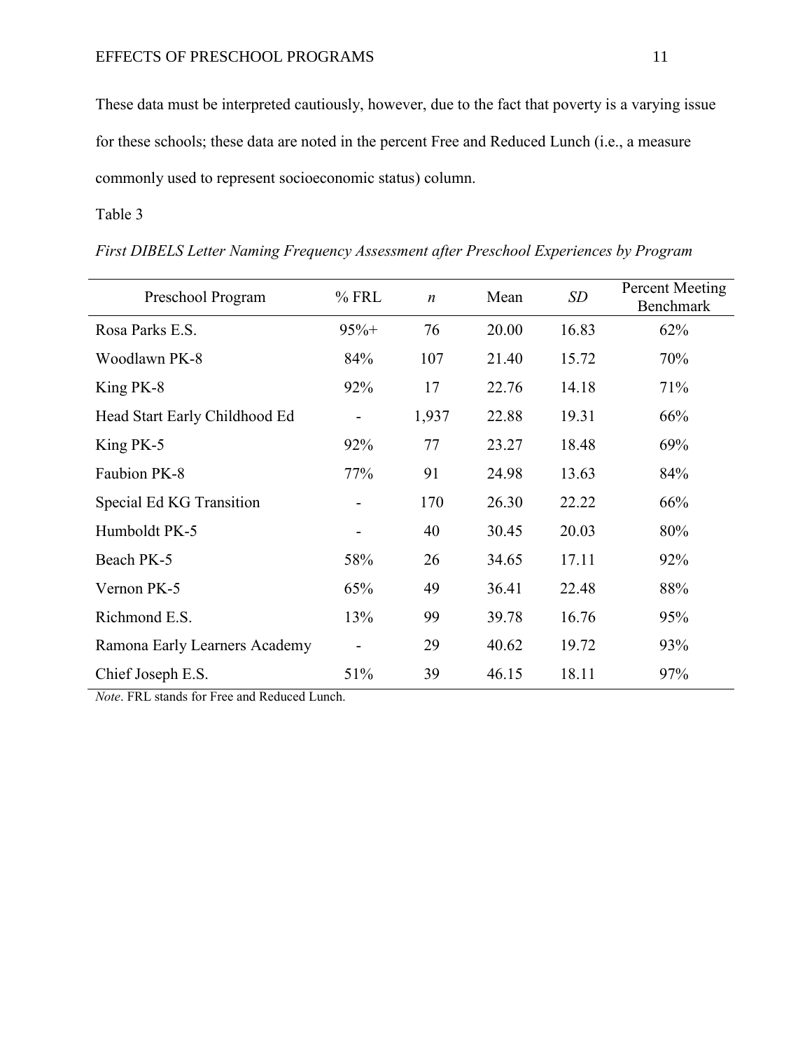These data must be interpreted cautiously, however, due to the fact that poverty is a varying issue for these schools; these data are noted in the percent Free and Reduced Lunch (i.e., a measure commonly used to represent socioeconomic status) column.

Table 3

*First DIBELS Letter Naming Frequency Assessment after Preschool Experiences by Program*

| Preschool Program | % FRL | *n* | Mean | *SD* | Percent Meeting Benchmark |
|---|---|---|---|---|---|
| Rosa Parks E.S. | 95%+ | 76 | 20.00 | 16.83 | 62% |
| Woodlawn PK-8 | 84% | 107 | 21.40 | 15.72 | 70% |
| King PK-8 | 92% | 17 | 22.76 | 14.18 | 71% |
| Head Start Early Childhood Ed | - | 1,937 | 22.88 | 19.31 | 66% |
| King PK-5 | 92% | 77 | 23.27 | 18.48 | 69% |
| Faubion PK-8 | 77% | 91 | 24.98 | 13.63 | 84% |
| Special Ed KG Transition | - | 170 | 26.30 | 22.22 | 66% |
| Humboldt PK-5 | - | 40 | 30.45 | 20.03 | 80% |
| Beach PK-5 | 58% | 26 | 34.65 | 17.11 | 92% |
| Vernon PK-5 | 65% | 49 | 36.41 | 22.48 | 88% |
| Richmond E.S. | 13% | 99 | 39.78 | 16.76 | 95% |
| Ramona Early Learners Academy | - | 29 | 40.62 | 19.72 | 93% |
| Chief Joseph E.S. | 51% | 39 | 46.15 | 18.11 | 97% |

*Note*. FRL stands for Free and Reduced Lunch.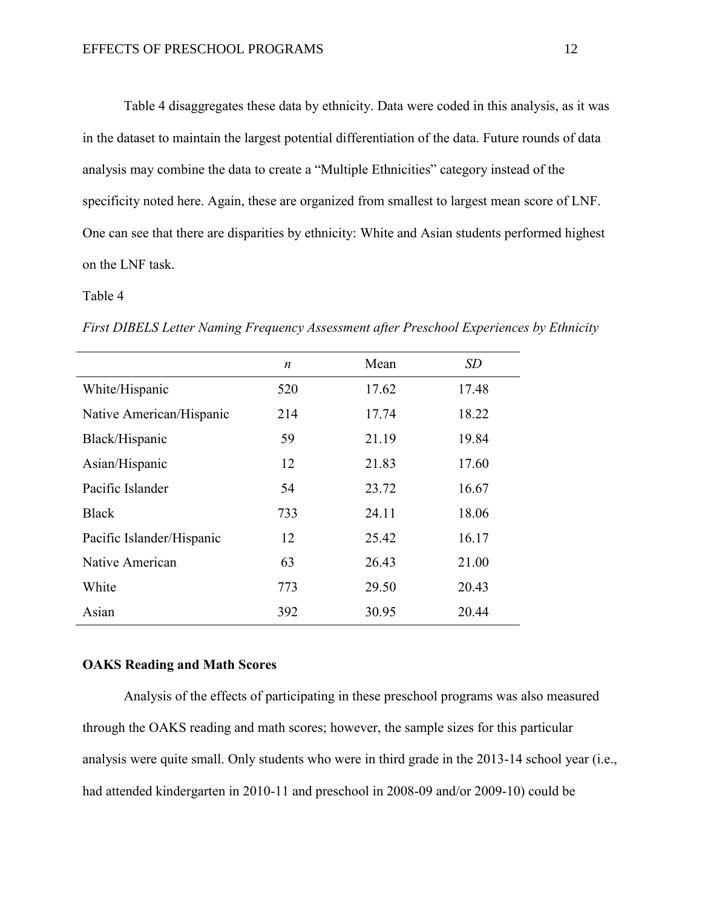Table 4 disaggregates these data by ethnicity. Data were coded in this analysis, as it was in the dataset to maintain the largest potential differentiation of the data. Future rounds of data analysis may combine the data to create a "Multiple Ethnicities" category instead of the specificity noted here. Again, these are organized from smallest to largest mean score of LNF. One can see that there are disparities by ethnicity: White and Asian students performed highest on the LNF task.

Table 4

*First DIBELS Letter Naming Frequency Assessment after Preschool Experiences by Ethnicity*

| | *n* | Mean | *SD* |
|---|---|---|---|
| White/Hispanic | 520 | 17.62 | 17.48 |
| Native American/Hispanic | 214 | 17.74 | 18.22 |
| Black/Hispanic | 59 | 21.19 | 19.84 |
| Asian/Hispanic | 12 | 21.83 | 17.60 |
| Pacific Islander | 54 | 23.72 | 16.67 |
| Black | 733 | 24.11 | 18.06 |
| Pacific Islander/Hispanic | 12 | 25.42 | 16.17 |
| Native American | 63 | 26.43 | 21.00 |
| White | 773 | 29.50 | 20.43 |
| Asian | 392 | 30.95 | 20.44 |

**OAKS Reading and Math Scores**

Analysis of the effects of participating in these preschool programs was also measured through the OAKS reading and math scores; however, the sample sizes for this particular analysis were quite small. Only students who were in third grade in the 2013-14 school year (i.e., had attended kindergarten in 2010-11 and preschool in 2008-09 and/or 2009-10) could be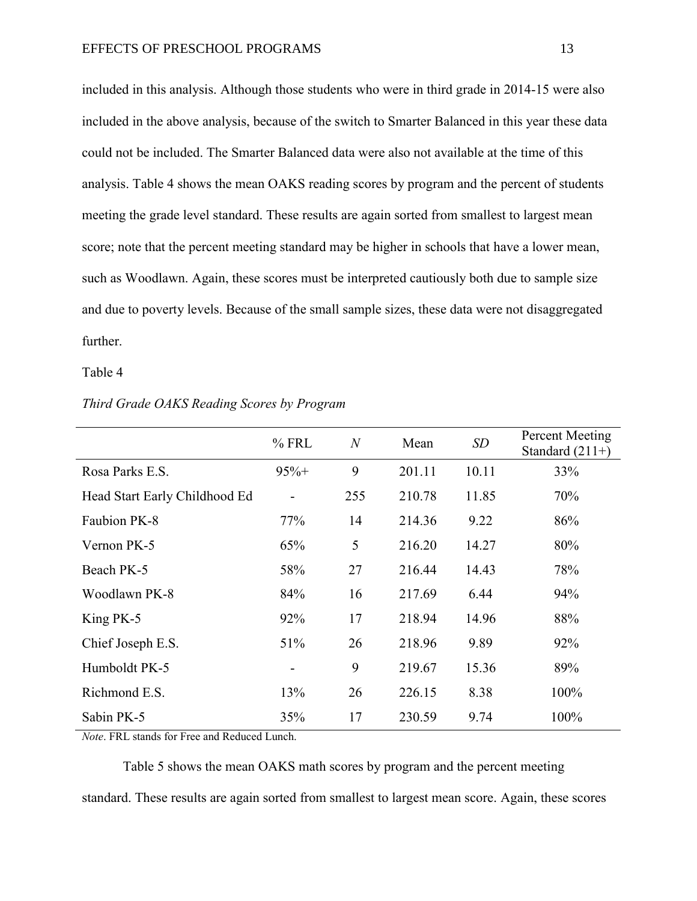included in this analysis. Although those students who were in third grade in 2014-15 were also included in the above analysis, because of the switch to Smarter Balanced in this year these data could not be included. The Smarter Balanced data were also not available at the time of this analysis. Table 4 shows the mean OAKS reading scores by program and the percent of students meeting the grade level standard. These results are again sorted from smallest to largest mean score; note that the percent meeting standard may be higher in schools that have a lower mean, such as Woodlawn. Again, these scores must be interpreted cautiously both due to sample size and due to poverty levels. Because of the small sample sizes, these data were not disaggregated further.

Table 4

*Third Grade OAKS Reading Scores by Program*

| | % FRL | *N* | Mean | *SD* | Percent Meeting Standard (211+) |
|---|---|---|---|---|---|
| Rosa Parks E.S. | 95%+ | 9 | 201.11 | 10.11 | 33% |
| Head Start Early Childhood Ed | - | 255 | 210.78 | 11.85 | 70% |
| Faubion PK-8 | 77% | 14 | 214.36 | 9.22 | 86% |
| Vernon PK-5 | 65% | 5 | 216.20 | 14.27 | 80% |
| Beach PK-5 | 58% | 27 | 216.44 | 14.43 | 78% |
| Woodlawn PK-8 | 84% | 16 | 217.69 | 6.44 | 94% |
| King PK-5 | 92% | 17 | 218.94 | 14.96 | 88% |
| Chief Joseph E.S. | 51% | 26 | 218.96 | 9.89 | 92% |
| Humboldt PK-5 | - | 9 | 219.67 | 15.36 | 89% |
| Richmond E.S. | 13% | 26 | 226.15 | 8.38 | 100% |
| Sabin PK-5 | 35% | 17 | 230.59 | 9.74 | 100% |

*Note*. FRL stands for Free and Reduced Lunch.

Table 5 shows the mean OAKS math scores by program and the percent meeting standard. These results are again sorted from smallest to largest mean score. Again, these scores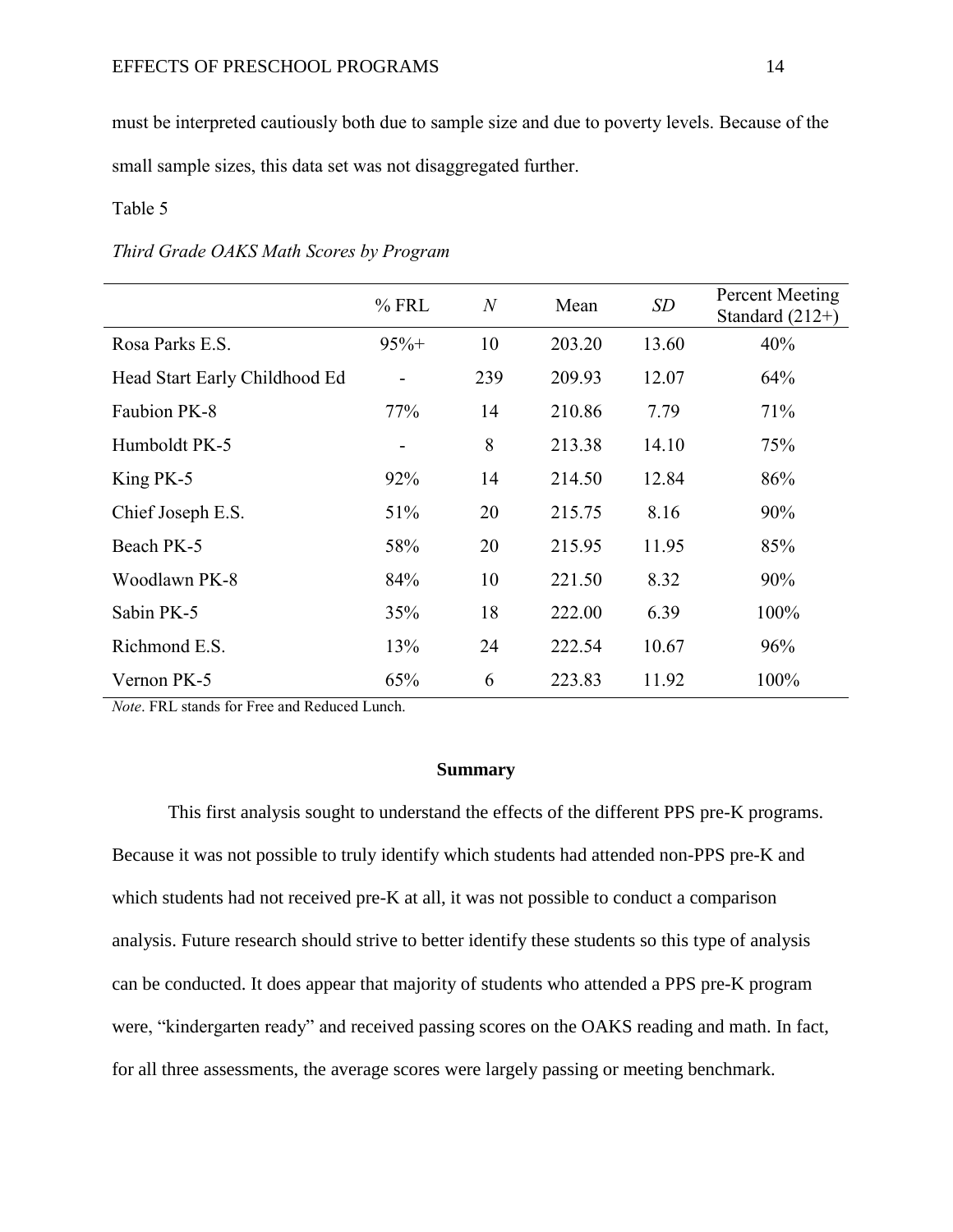must be interpreted cautiously both due to sample size and due to poverty levels. Because of the small sample sizes, this data set was not disaggregated further.

Table 5

*Third Grade OAKS Math Scores by Program*

| | % FRL | *N* | Mean | *SD* | Percent Meeting Standard (212+) |
|---|---|---|---|---|---|
| Rosa Parks E.S. | 95%+ | 10 | 203.20 | 13.60 | 40% |
| Head Start Early Childhood Ed | - | 239 | 209.93 | 12.07 | 64% |
| Faubion PK-8 | 77% | 14 | 210.86 | 7.79 | 71% |
| Humboldt PK-5 | - | 8 | 213.38 | 14.10 | 75% |
| King PK-5 | 92% | 14 | 214.50 | 12.84 | 86% |
| Chief Joseph E.S. | 51% | 20 | 215.75 | 8.16 | 90% |
| Beach PK-5 | 58% | 20 | 215.95 | 11.95 | 85% |
| Woodlawn PK-8 | 84% | 10 | 221.50 | 8.32 | 90% |
| Sabin PK-5 | 35% | 18 | 222.00 | 6.39 | 100% |
| Richmond E.S. | 13% | 24 | 222.54 | 10.67 | 96% |
| Vernon PK-5 | 65% | 6 | 223.83 | 11.92 | 100% |

*Note*. FRL stands for Free and Reduced Lunch.

**Summary**

This first analysis sought to understand the effects of the different PPS pre-K programs. Because it was not possible to truly identify which students had attended non-PPS pre-K and which students had not received pre-K at all, it was not possible to conduct a comparison analysis. Future research should strive to better identify these students so this type of analysis can be conducted. It does appear that majority of students who attended a PPS pre-K program were, "kindergarten ready" and received passing scores on the OAKS reading and math. In fact, for all three assessments, the average scores were largely passing or meeting benchmark.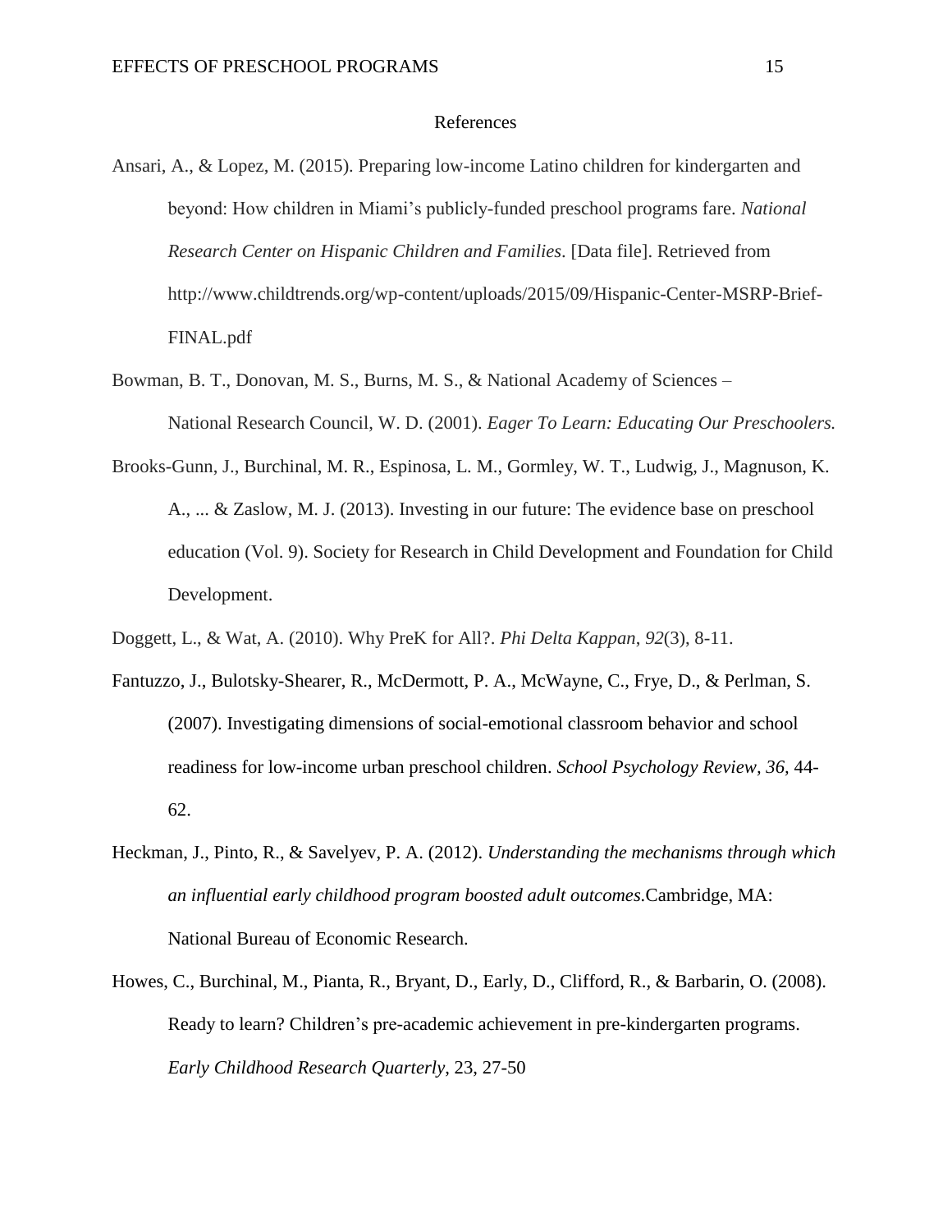# References

Ansari, A., & Lopez, M. (2015). Preparing low-income Latino children for kindergarten and beyond: How children in Miami's publicly-funded preschool programs fare. *National Research Center on Hispanic Children and Families*. [Data file]. Retrieved from http://www.childtrends.org/wp-content/uploads/2015/09/Hispanic-Center-MSRP-Brief-FINAL.pdf

Bowman, B. T., Donovan, M. S., Burns, M. S., & National Academy of Sciences – National Research Council, W. D. (2001). *Eager To Learn: Educating Our Preschoolers.*

Brooks-Gunn, J., Burchinal, M. R., Espinosa, L. M., Gormley, W. T., Ludwig, J., Magnuson, K. A., ... & Zaslow, M. J. (2013). Investing in our future: The evidence base on preschool education (Vol. 9). Society for Research in Child Development and Foundation for Child Development.

Doggett, L., & Wat, A. (2010). Why PreK for All?. *Phi Delta Kappan*, *92*(3), 8-11.

Fantuzzo, J., Bulotsky-Shearer, R., McDermott, P. A., McWayne, C., Frye, D., & Perlman, S. (2007). Investigating dimensions of social-emotional classroom behavior and school readiness for low-income urban preschool children. *School Psychology Review, 36,* 44-62.

Heckman, J., Pinto, R., & Savelyev, P. A. (2012). *Understanding the mechanisms through which an influential early childhood program boosted adult outcomes.*Cambridge, MA: National Bureau of Economic Research.

Howes, C., Burchinal, M., Pianta, R., Bryant, D., Early, D., Clifford, R., & Barbarin, O. (2008). Ready to learn? Children's pre-academic achievement in pre-kindergarten programs. *Early Childhood Research Quarterly*, 23, 27-50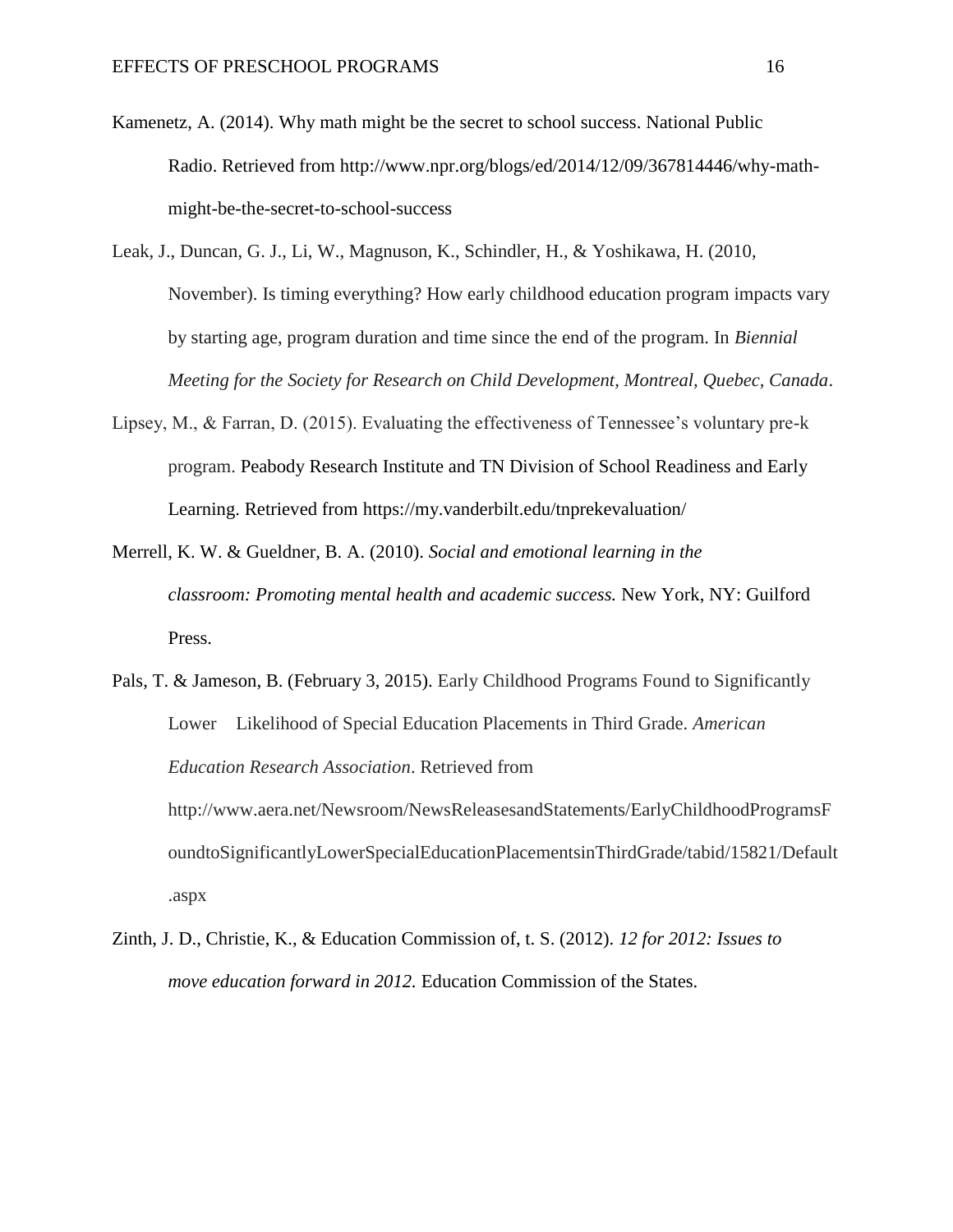Kamenetz, A. (2014). Why math might be the secret to school success. National Public Radio. Retrieved from http://www.npr.org/blogs/ed/2014/12/09/367814446/why-math-might-be-the-secret-to-school-success

Leak, J., Duncan, G. J., Li, W., Magnuson, K., Schindler, H., & Yoshikawa, H. (2010, November). Is timing everything? How early childhood education program impacts vary by starting age, program duration and time since the end of the program. In *Biennial Meeting for the Society for Research on Child Development, Montreal, Quebec, Canada*.

Lipsey, M., & Farran, D. (2015). Evaluating the effectiveness of Tennessee's voluntary pre-k program. Peabody Research Institute and TN Division of School Readiness and Early Learning. Retrieved from https://my.vanderbilt.edu/tnprekevaluation/

Merrell, K. W. & Gueldner, B. A. (2010). *Social and emotional learning in the classroom: Promoting mental health and academic success.* New York, NY: Guilford Press.

Pals, T. & Jameson, B. (February 3, 2015). Early Childhood Programs Found to Significantly Lower Likelihood of Special Education Placements in Third Grade. *American Education Research Association*. Retrieved from http://www.aera.net/Newsroom/NewsReleasesandStatements/EarlyChildhoodProgramsFoundtoSignificantlyLowerSpecialEducationPlacementsinThirdGrade/tabid/15821/Default.aspx

Zinth, J. D., Christie, K., & Education Commission of, t. S. (2012). *12 for 2012: Issues to move education forward in 2012.* Education Commission of the States.